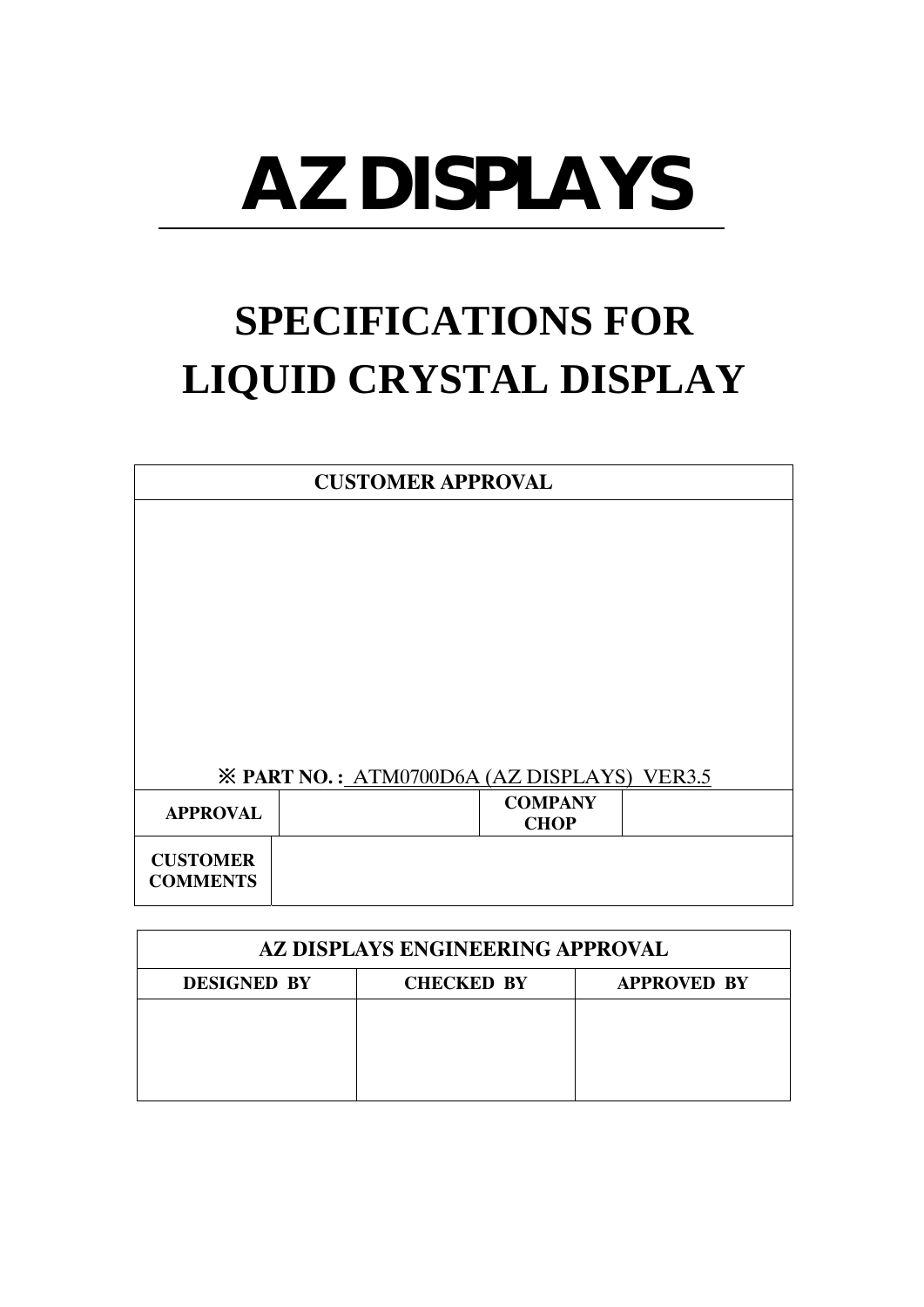# AZ DISPLAYS

# SPECIFICATIONS FOR LIQUID CRYSTAL DISPLAY

| CUSTOMER APPROVAL | | | |
|---|---|---|---|
| ※ **PART NO. :** ATM0700D6A (AZ DISPLAYS) VER3.5 | | | |
| **APPROVAL** | | **COMPANY CHOP** | |
| **CUSTOMER COMMENTS** | | | |

| AZ DISPLAYS ENGINEERING APPROVAL | | |
|---|---|---|
| **DESIGNED BY** | **CHECKED BY** | **APPROVED BY** |
| | | |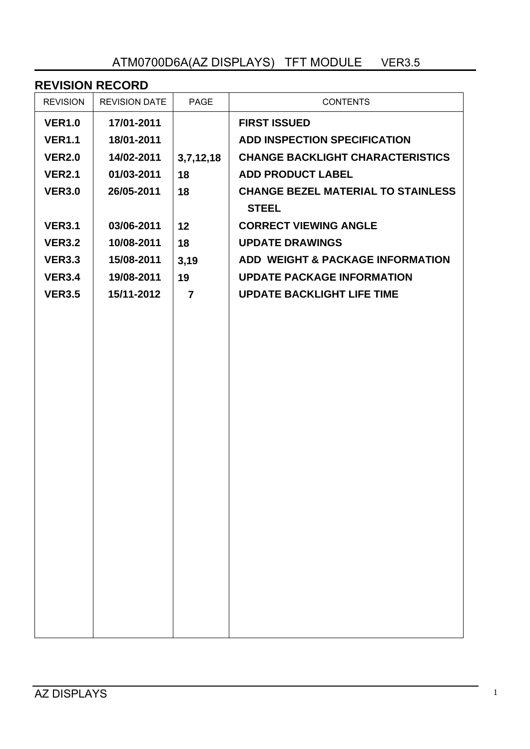## REVISION RECORD

| REVISION | REVISION DATE | PAGE | CONTENTS |
|---|---|---|---|
| **VER1.0** | **17/01-2011** | | **FIRST ISSUED** |
| **VER1.1** | **18/01-2011** | | **ADD INSPECTION SPECIFICATION** |
| **VER2.0** | **14/02-2011** | **3,7,12,18** | **CHANGE BACKLIGHT CHARACTERISTICS** |
| **VER2.1** | **01/03-2011** | **18** | **ADD PRODUCT LABEL** |
| **VER3.0** | **26/05-2011** | **18** | **CHANGE BEZEL MATERIAL TO STAINLESS STEEL** |
| **VER3.1** | **03/06-2011** | **12** | **CORRECT VIEWING ANGLE** |
| **VER3.2** | **10/08-2011** | **18** | **UPDATE DRAWINGS** |
| **VER3.3** | **15/08-2011** | **3,19** | **ADD WEIGHT & PACKAGE INFORMATION** |
| **VER3.4** | **19/08-2011** | **19** | **UPDATE PACKAGE INFORMATION** |
| **VER3.5** | **15/11-2012** | **7** | **UPDATE BACKLIGHT LIFE TIME** |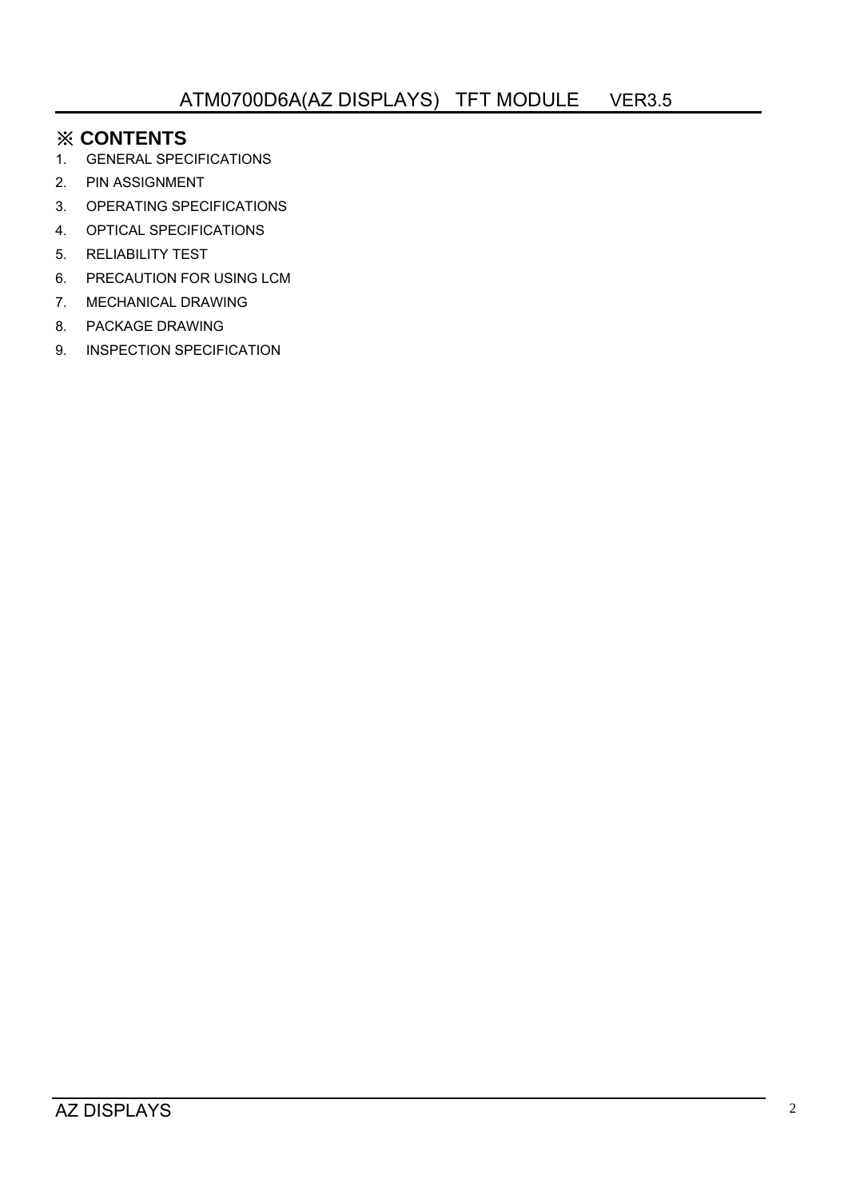## ※ CONTENTS

1. GENERAL SPECIFICATIONS
2. PIN ASSIGNMENT
3. OPERATING SPECIFICATIONS
4. OPTICAL SPECIFICATIONS
5. RELIABILITY TEST
6. PRECAUTION FOR USING LCM
7. MECHANICAL DRAWING
8. PACKAGE DRAWING
9. INSPECTION SPECIFICATION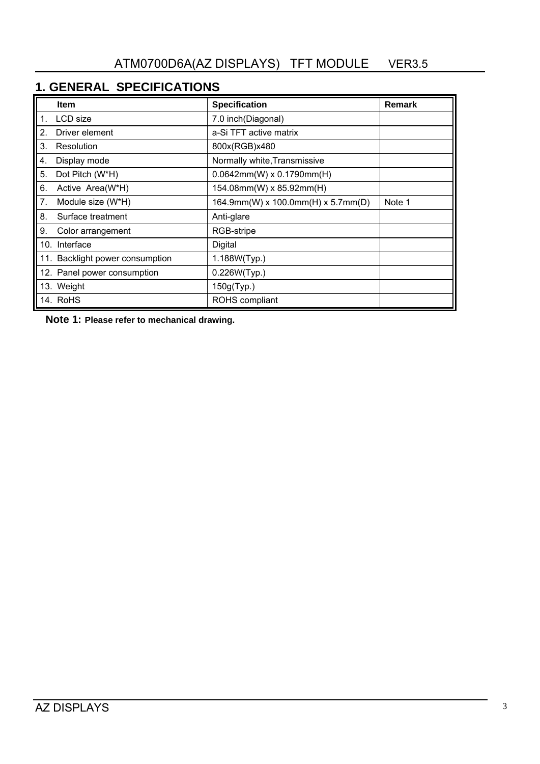## 1. GENERAL SPECIFICATIONS

| Item | Specification | Remark |
|---|---|---|
| 1. LCD size | 7.0 inch(Diagonal) | |
| 2. Driver element | a-Si TFT active matrix | |
| 3. Resolution | 800x(RGB)x480 | |
| 4. Display mode | Normally white,Transmissive | |
| 5. Dot Pitch (W*H) | 0.0642mm(W) x 0.1790mm(H) | |
| 6. Active Area(W*H) | 154.08mm(W) x 85.92mm(H) | |
| 7. Module size (W*H) | 164.9mm(W) x 100.0mm(H) x 5.7mm(D) | Note 1 |
| 8. Surface treatment | Anti-glare | |
| 9. Color arrangement | RGB-stripe | |
| 10. Interface | Digital | |
| 11. Backlight power consumption | 1.188W(Typ.) | |
| 12. Panel power consumption | 0.226W(Typ.) | |
| 13. Weight | 150g(Typ.) | |
| 14. RoHS | ROHS compliant | |

**Note 1: Please refer to mechanical drawing.**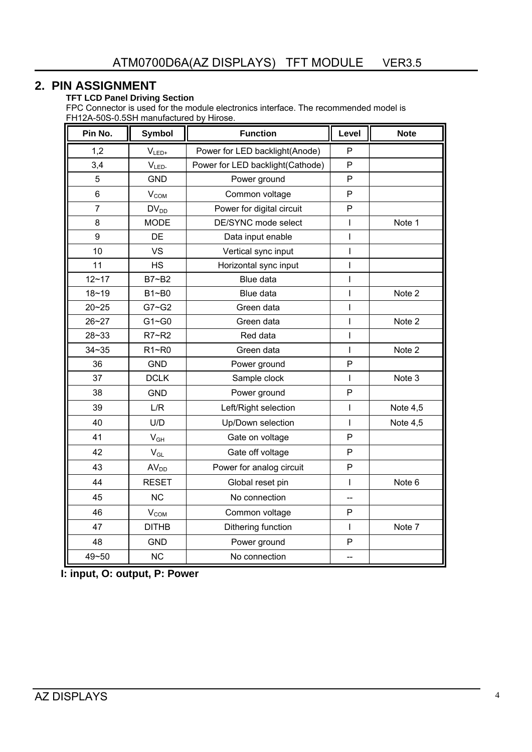## 2. PIN ASSIGNMENT

**TFT LCD Panel Driving Section**

FPC Connector is used for the module electronics interface. The recommended model is FH12A-50S-0.5SH manufactured by Hirose.

| Pin No. | Symbol | Function | Level | Note |
|---|---|---|---|---|
| 1,2 | $V_{LED+}$ | Power for LED backlight(Anode) | P | |
| 3,4 | $V_{LED-}$ | Power for LED backlight(Cathode) | P | |
| 5 | GND | Power ground | P | |
| 6 | $V_{COM}$ | Common voltage | P | |
| 7 | $DV_{DD}$ | Power for digital circuit | P | |
| 8 | MODE | DE/SYNC mode select | I | Note 1 |
| 9 | DE | Data input enable | I | |
| 10 | VS | Vertical sync input | I | |
| 11 | HS | Horizontal sync input | I | |
| 12~17 | B7~B2 | Blue data | I | |
| 18~19 | B1~B0 | Blue data | I | Note 2 |
| 20~25 | G7~G2 | Green data | I | |
| 26~27 | G1~G0 | Green data | I | Note 2 |
| 28~33 | R7~R2 | Red data | I | |
| 34~35 | R1~R0 | Green data | I | Note 2 |
| 36 | GND | Power ground | P | |
| 37 | DCLK | Sample clock | I | Note 3 |
| 38 | GND | Power ground | P | |
| 39 | L/R | Left/Right selection | I | Note 4,5 |
| 40 | U/D | Up/Down selection | I | Note 4,5 |
| 41 | $V_{GH}$ | Gate on voltage | P | |
| 42 | $V_{GL}$ | Gate off voltage | P | |
| 43 | $AV_{DD}$ | Power for analog circuit | P | |
| 44 | RESET | Global reset pin | I | Note 6 |
| 45 | NC | No connection | -- | |
| 46 | $V_{COM}$ | Common voltage | P | |
| 47 | DITHB | Dithering function | I | Note 7 |
| 48 | GND | Power ground | P | |
| 49~50 | NC | No connection | -- | |

**I: input, O: output, P: Power**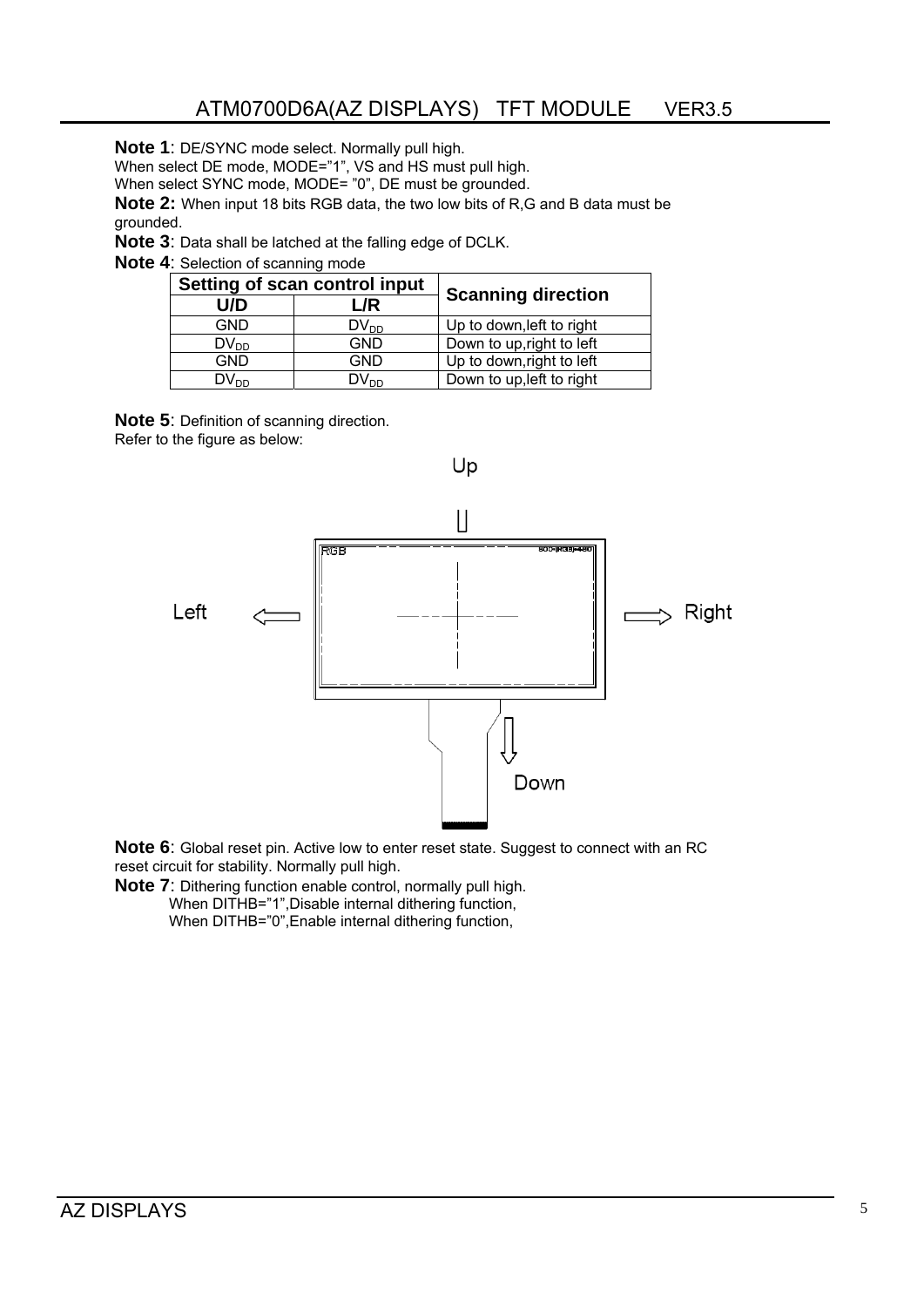**Note 1**: DE/SYNC mode select. Normally pull high.
When select DE mode, MODE="1", VS and HS must pull high.
When select SYNC mode, MODE= "0", DE must be grounded.

**Note 2:** When input 18 bits RGB data, the two low bits of R,G and B data must be grounded.

**Note 3**: Data shall be latched at the falling edge of DCLK.

**Note 4**: Selection of scanning mode

| Setting of scan control input | | Scanning direction |
|---|---|---|
| **U/D** | **L/R** | |
| GND | $DV_{DD}$ | Up to down,left to right |
| $DV_{DD}$ | GND | Down to up,right to left |
| GND | GND | Up to down,right to left |
| $DV_{DD}$ | $DV_{DD}$ | Down to up,left to right |

**Note 5**: Definition of scanning direction.
Refer to the figure as below:

Up

Left

Right

Down

**Note 6**: Global reset pin. Active low to enter reset state. Suggest to connect with an RC reset circuit for stability. Normally pull high.

**Note 7**: Dithering function enable control, normally pull high.
When DITHB="1",Disable internal dithering function,
When DITHB="0",Enable internal dithering function,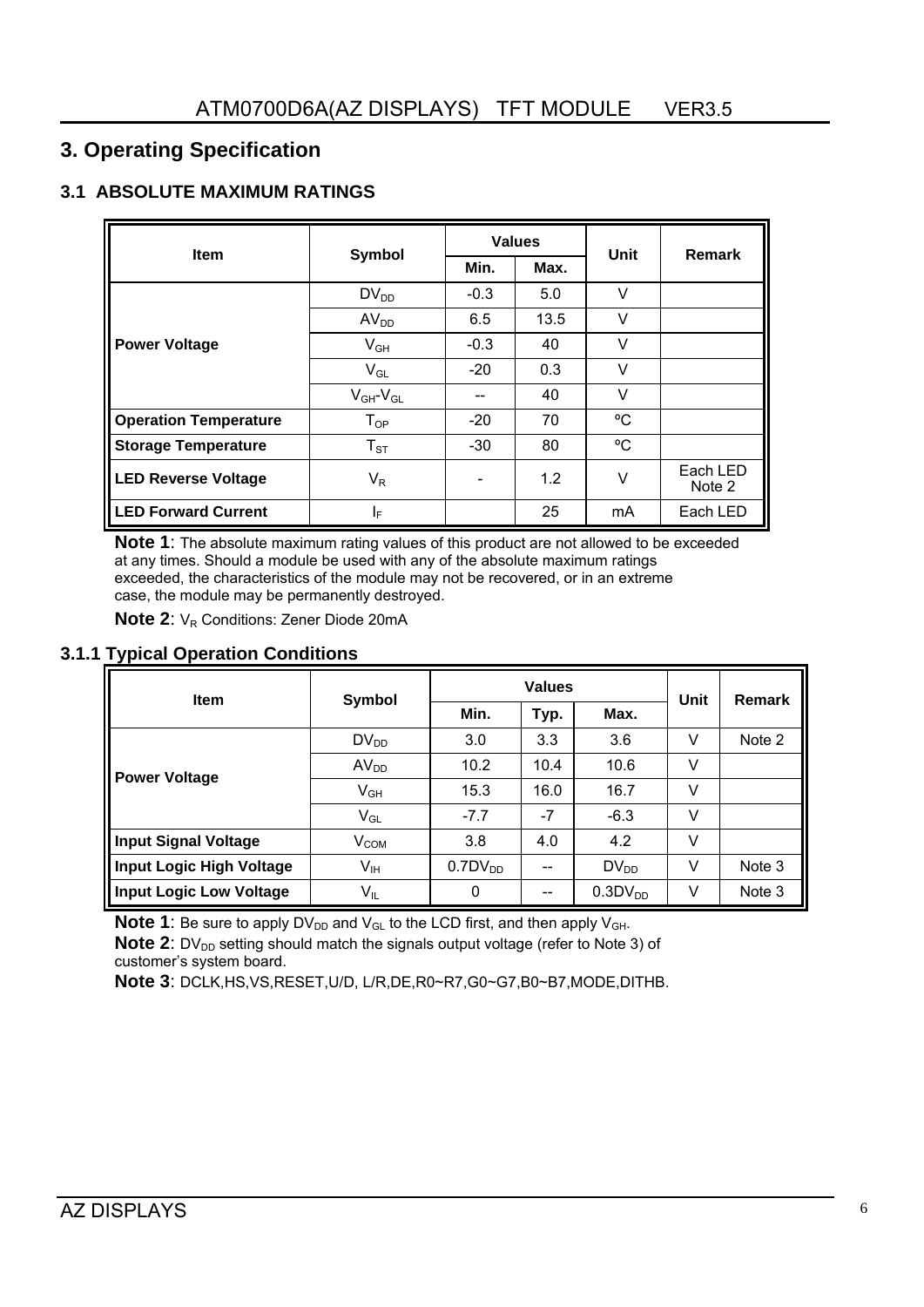## 3. Operating Specification

### 3.1 ABSOLUTE MAXIMUM RATINGS

| Item | Symbol | Values | | Unit | Remark |
|---|---|---|---|---|---|
| | | Min. | Max. | | |
| Power Voltage | $DV_{DD}$ | -0.3 | 5.0 | V | |
| | $AV_{DD}$ | 6.5 | 13.5 | V | |
| | $V_{GH}$ | -0.3 | 40 | V | |
| | $V_{GL}$ | -20 | 0.3 | V | |
| | $V_{GH}$-$V_{GL}$ | -- | 40 | V | |
| **Operation Temperature** | $T_{OP}$ | -20 | 70 | ºC | |
| **Storage Temperature** | $T_{ST}$ | -30 | 80 | ºC | |
| **LED Reverse Voltage** | $V_R$ | - | 1.2 | V | Each LED Note 2 |
| **LED Forward Current** | $I_F$ | | 25 | mA | Each LED |

**Note 1**: The absolute maximum rating values of this product are not allowed to be exceeded at any times. Should a module be used with any of the absolute maximum ratings exceeded, the characteristics of the module may not be recovered, or in an extreme case, the module may be permanently destroyed.

**Note 2**: $V_R$ Conditions: Zener Diode 20mA

### 3.1.1 Typical Operation Conditions

| Item | Symbol | Values | | | Unit | Remark |
|---|---|---|---|---|---|---|
| | | Min. | Typ. | Max. | | |
| Power Voltage | $DV_{DD}$ | 3.0 | 3.3 | 3.6 | V | Note 2 |
| | $AV_{DD}$ | 10.2 | 10.4 | 10.6 | V | |
| | $V_{GH}$ | 15.3 | 16.0 | 16.7 | V | |
| | $V_{GL}$ | -7.7 | -7 | -6.3 | V | |
| **Input Signal Voltage** | $V_{COM}$ | 3.8 | 4.0 | 4.2 | V | |
| **Input Logic High Voltage** | $V_{IH}$ | $0.7DV_{DD}$ | -- | $DV_{DD}$ | V | Note 3 |
| **Input Logic Low Voltage** | $V_{IL}$ | 0 | -- | $0.3DV_{DD}$ | V | Note 3 |

**Note 1**: Be sure to apply $DV_{DD}$ and $V_{GL}$ to the LCD first, and then apply $V_{GH}$.

**Note 2**: $DV_{DD}$ setting should match the signals output voltage (refer to Note 3) of customer's system board.

**Note 3**: DCLK,HS,VS,RESET,U/D, L/R,DE,R0~R7,G0~G7,B0~B7,MODE,DITHB.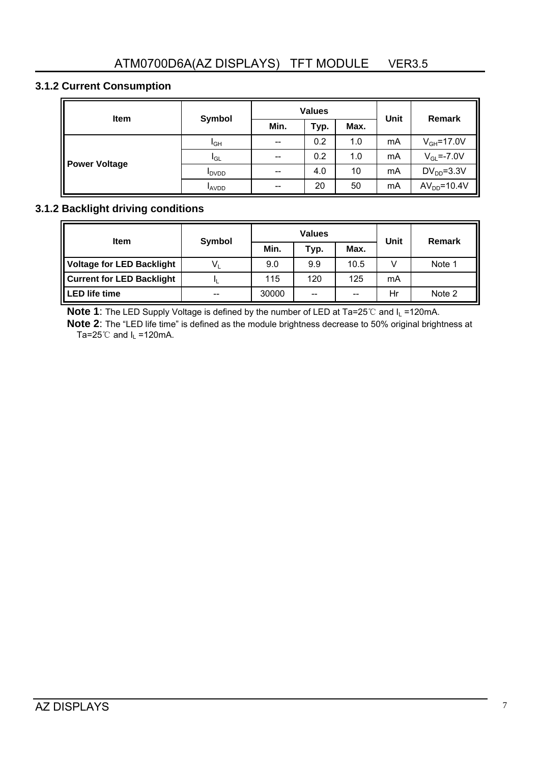### 3.1.2 Current Consumption

| Item | Symbol | Values | | | Unit | Remark |
|---|---|---|---|---|---|---|
| | | Min. | Typ. | Max. | | |
| Power Voltage | $I_{GH}$ | -- | 0.2 | 1.0 | mA | $V_{GH}$=17.0V |
| | $I_{GL}$ | -- | 0.2 | 1.0 | mA | $V_{GL}$=-7.0V |
| | $I_{DVDD}$ | -- | 4.0 | 10 | mA | $DV_{DD}$=3.3V |
| | $I_{AVDD}$ | -- | 20 | 50 | mA | $AV_{DD}$=10.4V |

### 3.1.2 Backlight driving conditions

| Item | Symbol | Values | | | Unit | Remark |
|---|---|---|---|---|---|---|
| | | Min. | Typ. | Max. | | |
| **Voltage for LED Backlight** | $V_L$ | 9.0 | 9.9 | 10.5 | V | Note 1 |
| **Current for LED Backlight** | $I_L$ | 115 | 120 | 125 | mA | |
| **LED life time** | -- | 30000 | -- | -- | Hr | Note 2 |

**Note 1**: The LED Supply Voltage is defined by the number of LED at Ta=25℃ and $I_L$ =120mA.

**Note 2**: The "LED life time" is defined as the module brightness decrease to 50% original brightness at Ta=25℃ and $I_L$ =120mA.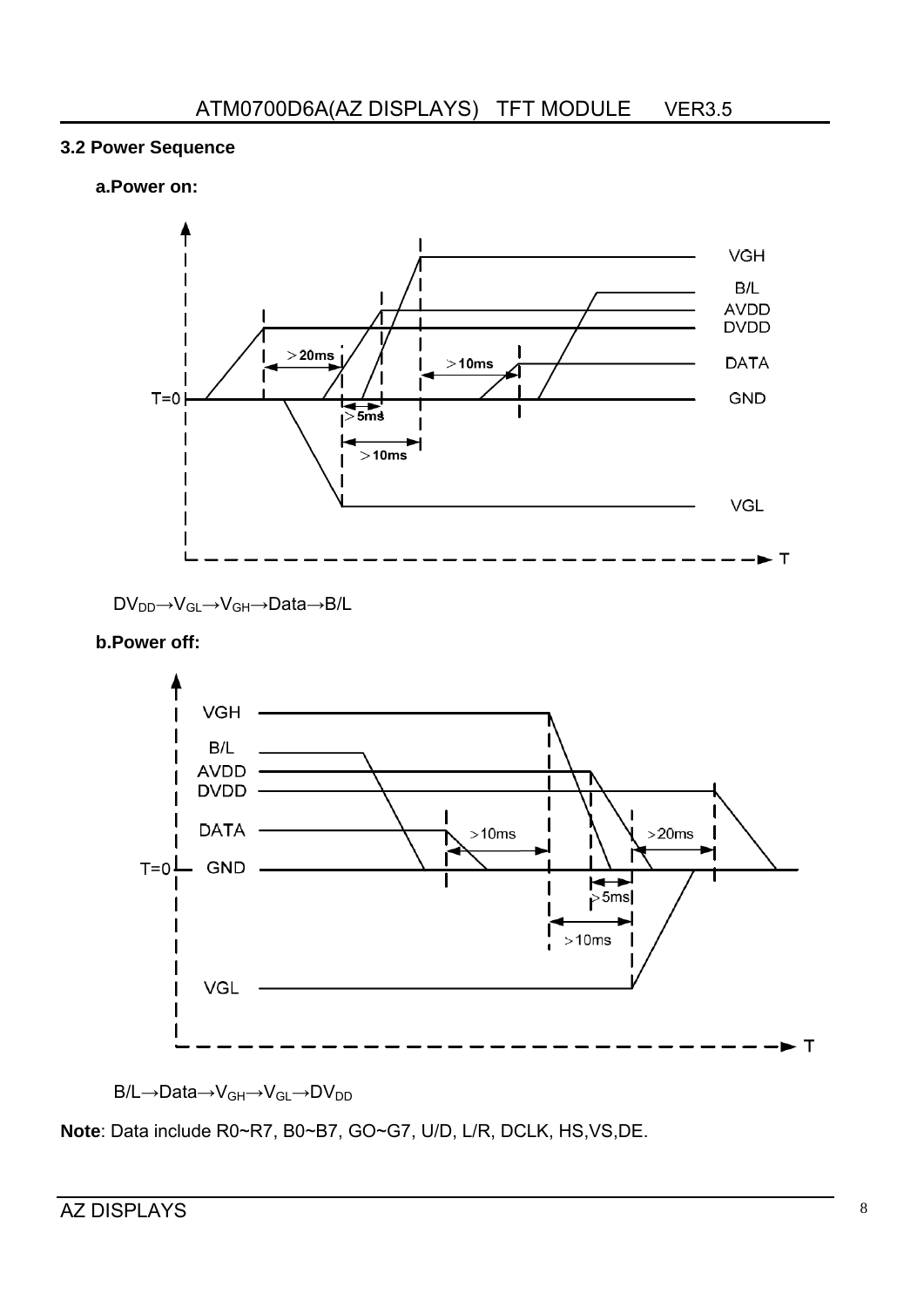### 3.2 Power Sequence

**a.Power on:**

$DV_{DD} \rightarrow V_{GL} \rightarrow V_{GH} \rightarrow$ Data $\rightarrow$ B/L

**b.Power off:**

B/L $\rightarrow$ Data $\rightarrow V_{GH} \rightarrow V_{GL} \rightarrow DV_{DD}$

**Note**: Data include R0~R7, B0~B7, GO~G7, U/D, L/R, DCLK, HS,VS,DE.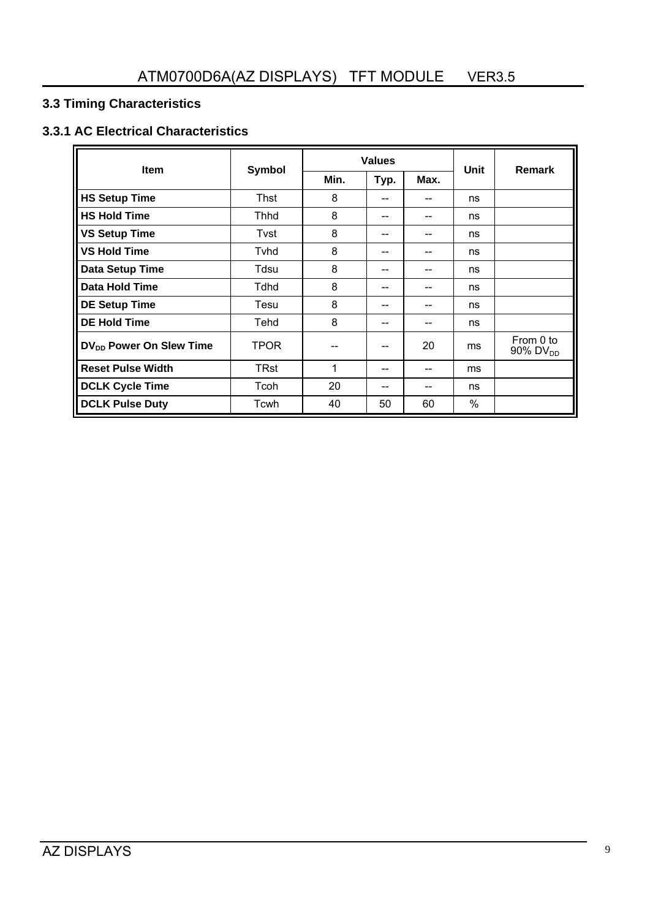## 3.3 Timing Characteristics

### 3.3.1 AC Electrical Characteristics

| Item | Symbol | Values | | | Unit | Remark |
|---|---|---|---|---|---|---|
| | | Min. | Typ. | Max. | | |
| **HS Setup Time** | Thst | 8 | -- | -- | ns | |
| **HS Hold Time** | Thhd | 8 | -- | -- | ns | |
| **VS Setup Time** | Tvst | 8 | -- | -- | ns | |
| **VS Hold Time** | Tvhd | 8 | -- | -- | ns | |
| **Data Setup Time** | Tdsu | 8 | -- | -- | ns | |
| **Data Hold Time** | Tdhd | 8 | -- | -- | ns | |
| **DE Setup Time** | Tesu | 8 | -- | -- | ns | |
| **DE Hold Time** | Tehd | 8 | -- | -- | ns | |
| **$DV_{DD}$ Power On Slew Time** | TPOR | -- | -- | 20 | ms | From 0 to 90% $DV_{DD}$ |
| **Reset Pulse Width** | TRst | 1 | -- | -- | ms | |
| **DCLK Cycle Time** | Tcoh | 20 | -- | -- | ns | |
| **DCLK Pulse Duty** | Tcwh | 40 | 50 | 60 | % | |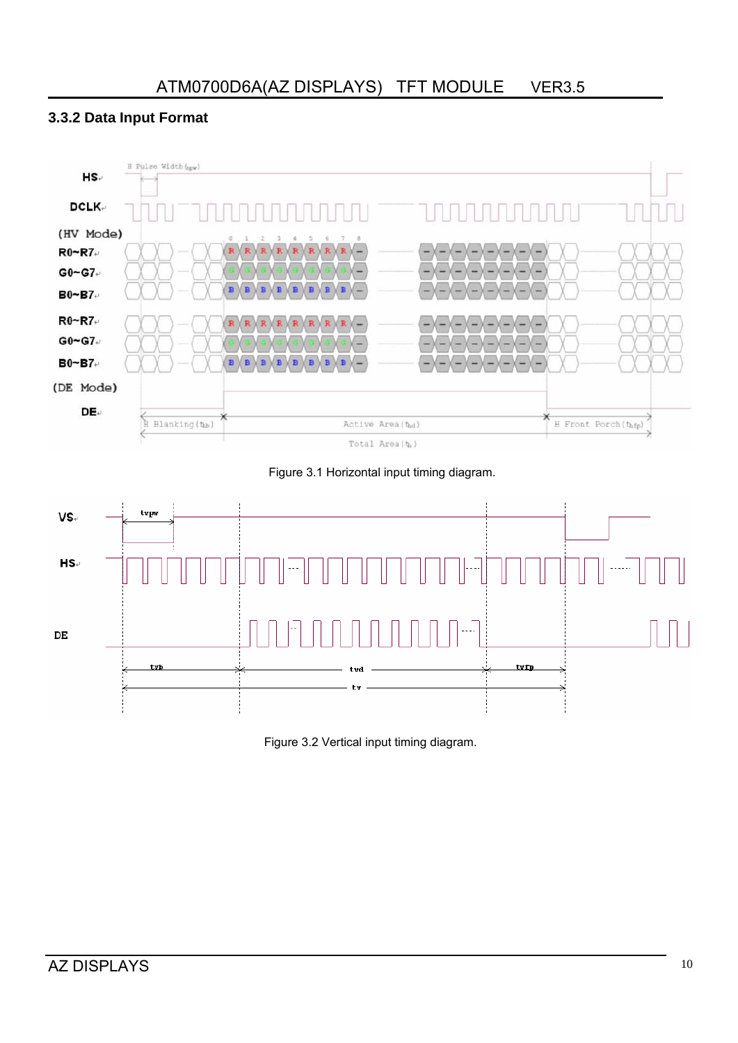### 3.3.2 Data Input Format

Figure 3.1 Horizontal input timing diagram.

Figure 3.2 Vertical input timing diagram.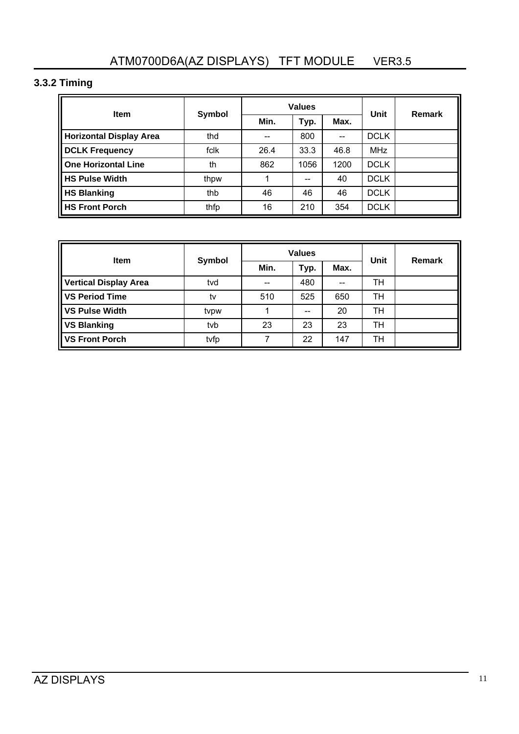### 3.3.2 Timing

| Item | Symbol | Values | | | Unit | Remark |
|---|---|---|---|---|---|---|
| | | Min. | Typ. | Max. | | |
| **Horizontal Display Area** | thd | -- | 800 | -- | DCLK | |
| **DCLK Frequency** | fclk | 26.4 | 33.3 | 46.8 | MHz | |
| **One Horizontal Line** | th | 862 | 1056 | 1200 | DCLK | |
| **HS Pulse Width** | thpw | 1 | -- | 40 | DCLK | |
| **HS Blanking** | thb | 46 | 46 | 46 | DCLK | |
| **HS Front Porch** | thfp | 16 | 210 | 354 | DCLK | |

| Item | Symbol | Values | | | Unit | Remark |
|---|---|---|---|---|---|---|
| | | Min. | Typ. | Max. | | |
| **Vertical Display Area** | tvd | -- | 480 | -- | TH | |
| **VS Period Time** | tv | 510 | 525 | 650 | TH | |
| **VS Pulse Width** | tvpw | 1 | -- | 20 | TH | |
| **VS Blanking** | tvb | 23 | 23 | 23 | TH | |
| **VS Front Porch** | tvfp | 7 | 22 | 147 | TH | |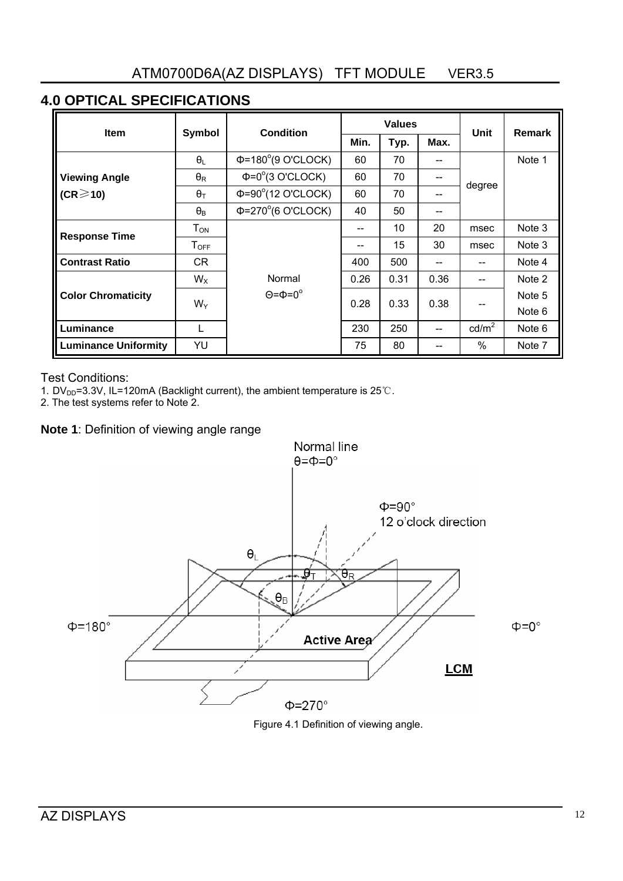## 4.0 OPTICAL SPECIFICATIONS

| Item | Symbol | Condition | Values | | | Unit | Remark |
|---|---|---|---|---|---|---|---|
| | | | Min. | Typ. | Max. | | |
| **Viewing Angle (CR≧10)** | $\theta_L$ | $\Phi$=180°(9 O'CLOCK) | 60 | 70 | -- | degree | Note 1 |
| | $\theta_R$ | $\Phi$=0°(3 O'CLOCK) | 60 | 70 | -- | | |
| | $\theta_T$ | $\Phi$=90°(12 O'CLOCK) | 60 | 70 | -- | | |
| | $\theta_B$ | $\Phi$=270°(6 O'CLOCK) | 40 | 50 | -- | | |
| **Response Time** | $T_{ON}$ | Normal $\Theta=\Phi=0°$ | -- | 10 | 20 | msec | Note 3 |
| | $T_{OFF}$ | | -- | 15 | 30 | msec | Note 3 |
| **Contrast Ratio** | CR | | 400 | 500 | -- | -- | Note 4 |
| **Color Chromaticity** | $W_X$ | | 0.26 | 0.31 | 0.36 | -- | Note 2 |
| | $W_Y$ | | 0.28 | 0.33 | 0.38 | -- | Note 5 Note 6 |
| **Luminance** | L | | 230 | 250 | -- | cd/m$^2$ | Note 6 |
| **Luminance Uniformity** | YU | | 75 | 80 | -- | % | Note 7 |

Test Conditions:

1. $DV_{DD}$=3.3V, IL=120mA (Backlight current), the ambient temperature is 25℃.
2. The test systems refer to Note 2.

**Note 1**: Definition of viewing angle range

Figure 4.1 Definition of viewing angle.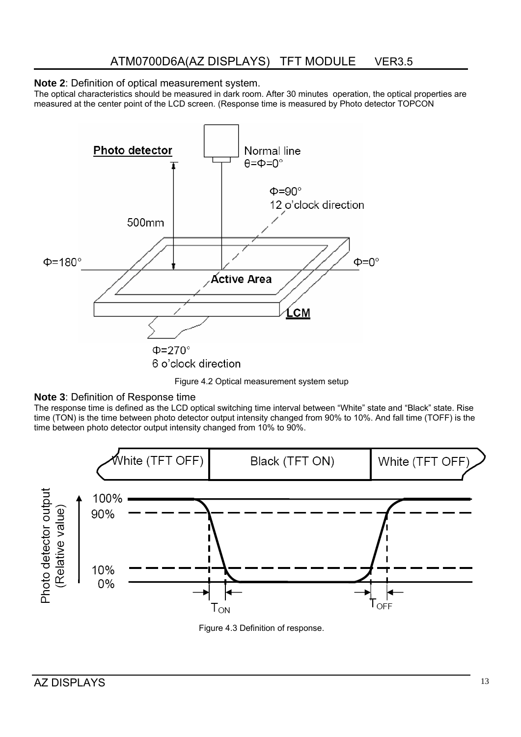**Note 2**: Definition of optical measurement system.

The optical characteristics should be measured in dark room. After 30 minutes operation, the optical properties are measured at the center point of the LCD screen. (Response time is measured by Photo detector TOPCON

Figure 4.2 Optical measurement system setup

**Note 3**: Definition of Response time

The response time is defined as the LCD optical switching time interval between "White" state and "Black" state. Rise time (TON) is the time between photo detector output intensity changed from 90% to 10%. And fall time (TOFF) is the time between photo detector output intensity changed from 10% to 90%.

Figure 4.3 Definition of response.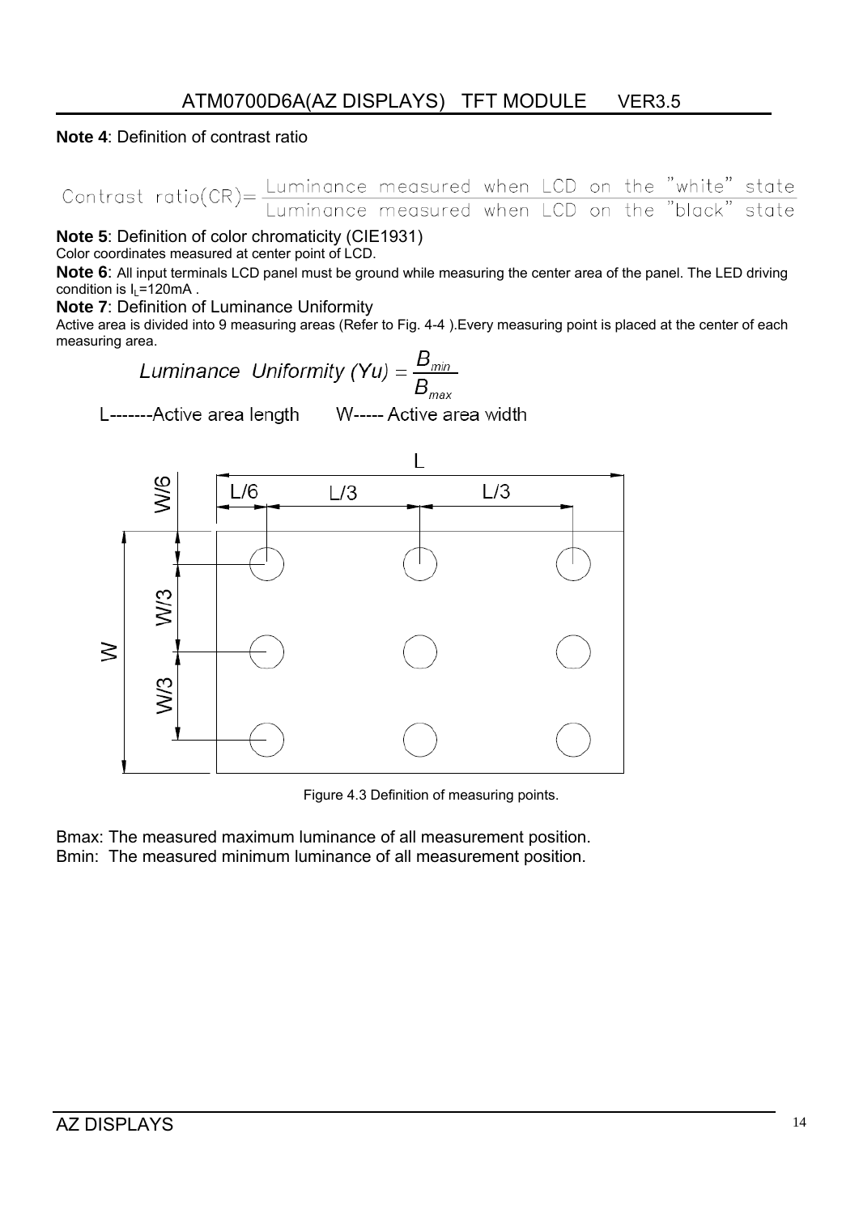**Note 4**: Definition of contrast ratio

$$\text{Contrast ratio(CR)} = \frac{\text{Luminance measured when LCD on the "white" state}}{\text{Luminance measured when LCD on the "black" state}}$$

**Note 5**: Definition of color chromaticity (CIE1931)

Color coordinates measured at center point of LCD.

**Note 6**: All input terminals LCD panel must be ground while measuring the center area of the panel. The LED driving condition is $I_L$=120mA .

**Note 7**: Definition of Luminance Uniformity

Active area is divided into 9 measuring areas (Refer to Fig. 4-4 ).Every measuring point is placed at the center of each measuring area.

$$\text{Luminance Uniformity (Yu)} = \frac{B_{min}}{B_{max}}$$

L-------Active area length W----- Active area width

Figure 4.3 Definition of measuring points.

Bmax: The measured maximum luminance of all measurement position.

Bmin: The measured minimum luminance of all measurement position.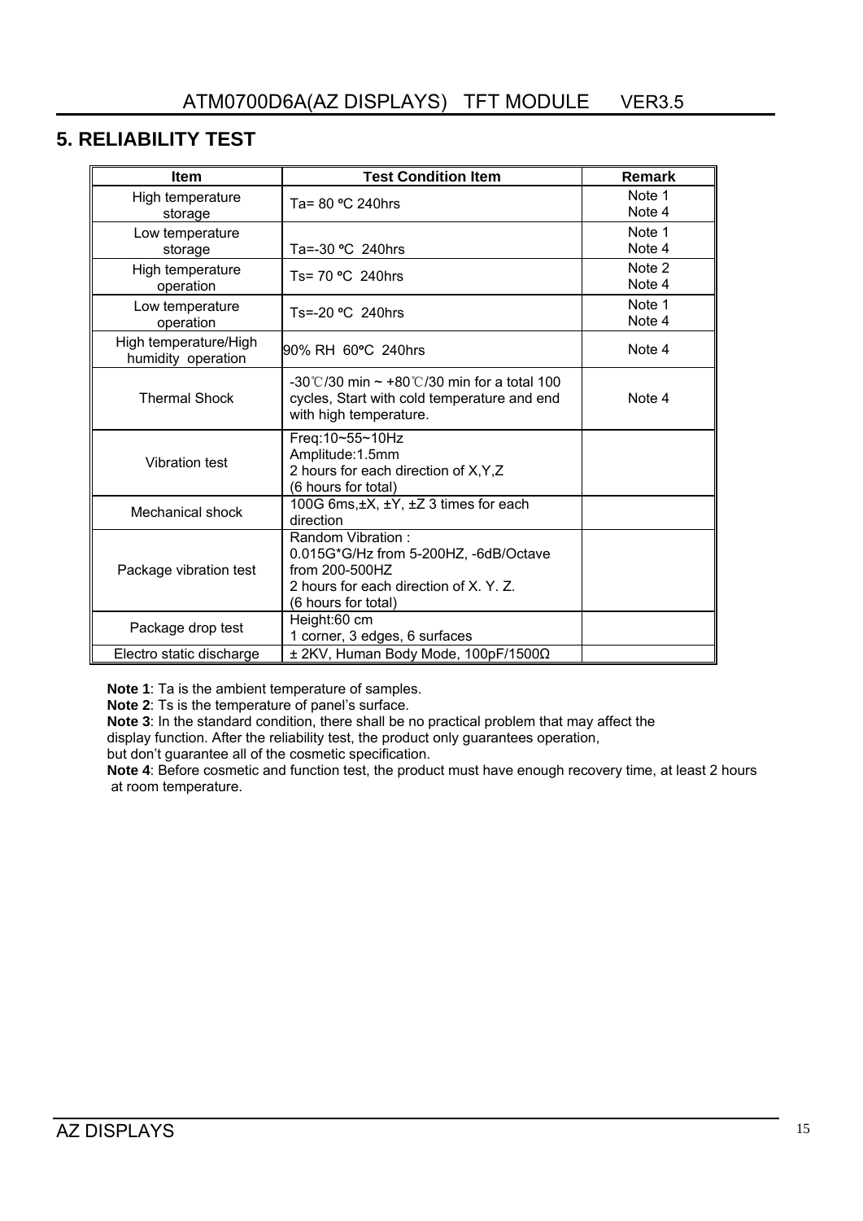## 5. RELIABILITY TEST

| Item | Test Condition Item | Remark |
|---|---|---|
| High temperature storage | Ta= 80 ºC 240hrs | Note 1<br>Note 4 |
| Low temperature storage | Ta=-30 ºC 240hrs | Note 1<br>Note 4 |
| High temperature operation | Ts= 70 ºC 240hrs | Note 2<br>Note 4 |
| Low temperature operation | Ts=-20 ºC 240hrs | Note 1<br>Note 4 |
| High temperature/High humidity operation | 90% RH 60ºC 240hrs | Note 4 |
| Thermal Shock | -30℃/30 min ~ +80℃/30 min for a total 100 cycles, Start with cold temperature and end with high temperature. | Note 4 |
| Vibration test | Freq:10~55~10Hz<br>Amplitude:1.5mm<br>2 hours for each direction of X,Y,Z<br>(6 hours for total) | |
| Mechanical shock | 100G 6ms,±X, ±Y, ±Z 3 times for each direction | |
| Package vibration test | Random Vibration :<br>0.015G*G/Hz from 5-200HZ, -6dB/Octave from 200-500HZ<br>2 hours for each direction of X. Y. Z.<br>(6 hours for total) | |
| Package drop test | Height:60 cm<br>1 corner, 3 edges, 6 surfaces | |
| Electro static discharge | ± 2KV, Human Body Mode, 100pF/1500Ω | |

**Note 1**: Ta is the ambient temperature of samples.

**Note 2**: Ts is the temperature of panel's surface.

**Note 3**: In the standard condition, there shall be no practical problem that may affect the display function. After the reliability test, the product only guarantees operation, but don't guarantee all of the cosmetic specification.

**Note 4**: Before cosmetic and function test, the product must have enough recovery time, at least 2 hours at room temperature.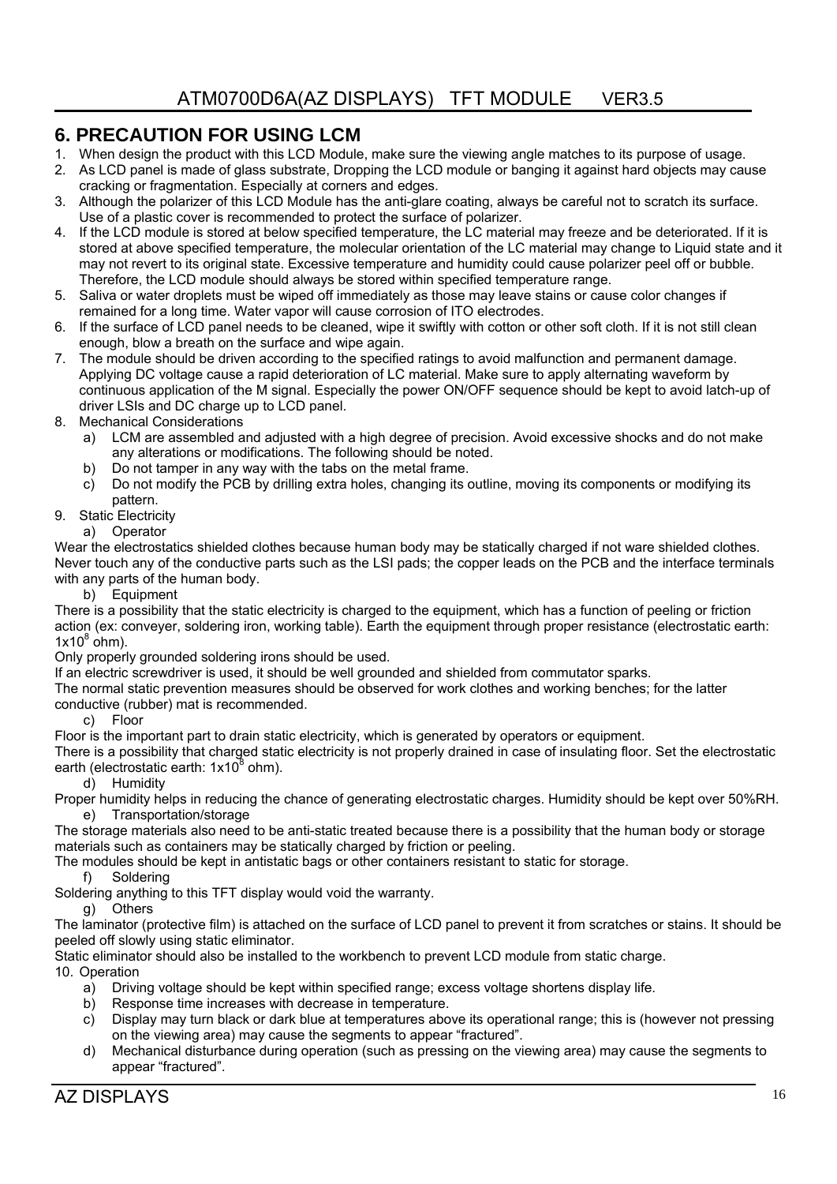## 6. PRECAUTION FOR USING LCM

1. When design the product with this LCD Module, make sure the viewing angle matches to its purpose of usage.
2. As LCD panel is made of glass substrate, Dropping the LCD module or banging it against hard objects may cause cracking or fragmentation. Especially at corners and edges.
3. Although the polarizer of this LCD Module has the anti-glare coating, always be careful not to scratch its surface. Use of a plastic cover is recommended to protect the surface of polarizer.
4. If the LCD module is stored at below specified temperature, the LC material may freeze and be deteriorated. If it is stored at above specified temperature, the molecular orientation of the LC material may change to Liquid state and it may not revert to its original state. Excessive temperature and humidity could cause polarizer peel off or bubble. Therefore, the LCD module should always be stored within specified temperature range.
5. Saliva or water droplets must be wiped off immediately as those may leave stains or cause color changes if remained for a long time. Water vapor will cause corrosion of ITO electrodes.
6. If the surface of LCD panel needs to be cleaned, wipe it swiftly with cotton or other soft cloth. If it is not still clean enough, blow a breath on the surface and wipe again.
7. The module should be driven according to the specified ratings to avoid malfunction and permanent damage. Applying DC voltage cause a rapid deterioration of LC material. Make sure to apply alternating waveform by continuous application of the M signal. Especially the power ON/OFF sequence should be kept to avoid latch-up of driver LSIs and DC charge up to LCD panel.
8. Mechanical Considerations
   a) LCM are assembled and adjusted with a high degree of precision. Avoid excessive shocks and do not make any alterations or modifications. The following should be noted.
   b) Do not tamper in any way with the tabs on the metal frame.
   c) Do not modify the PCB by drilling extra holes, changing its outline, moving its components or modifying its pattern.
9. Static Electricity
   a) Operator

Wear the electrostatics shielded clothes because human body may be statically charged if not ware shielded clothes. Never touch any of the conductive parts such as the LSI pads; the copper leads on the PCB and the interface terminals with any parts of the human body.

   b) Equipment

There is a possibility that the static electricity is charged to the equipment, which has a function of peeling or friction action (ex: conveyer, soldering iron, working table). Earth the equipment through proper resistance (electrostatic earth: $1x10^8$ ohm).

Only properly grounded soldering irons should be used.

If an electric screwdriver is used, it should be well grounded and shielded from commutator sparks.

The normal static prevention measures should be observed for work clothes and working benches; for the latter conductive (rubber) mat is recommended.

   c) Floor

Floor is the important part to drain static electricity, which is generated by operators or equipment.

There is a possibility that charged static electricity is not properly drained in case of insulating floor. Set the electrostatic earth (electrostatic earth: $1x10^8$ ohm).

   d) Humidity

Proper humidity helps in reducing the chance of generating electrostatic charges. Humidity should be kept over 50%RH.

   e) Transportation/storage

The storage materials also need to be anti-static treated because there is a possibility that the human body or storage materials such as containers may be statically charged by friction or peeling.

The modules should be kept in antistatic bags or other containers resistant to static for storage.

   f) Soldering

Soldering anything to this TFT display would void the warranty.

   g) Others

The laminator (protective film) is attached on the surface of LCD panel to prevent it from scratches or stains. It should be peeled off slowly using static eliminator.

Static eliminator should also be installed to the workbench to prevent LCD module from static charge.

10. Operation
   a) Driving voltage should be kept within specified range; excess voltage shortens display life.
   b) Response time increases with decrease in temperature.
   c) Display may turn black or dark blue at temperatures above its operational range; this is (however not pressing on the viewing area) may cause the segments to appear "fractured".
   d) Mechanical disturbance during operation (such as pressing on the viewing area) may cause the segments to appear "fractured".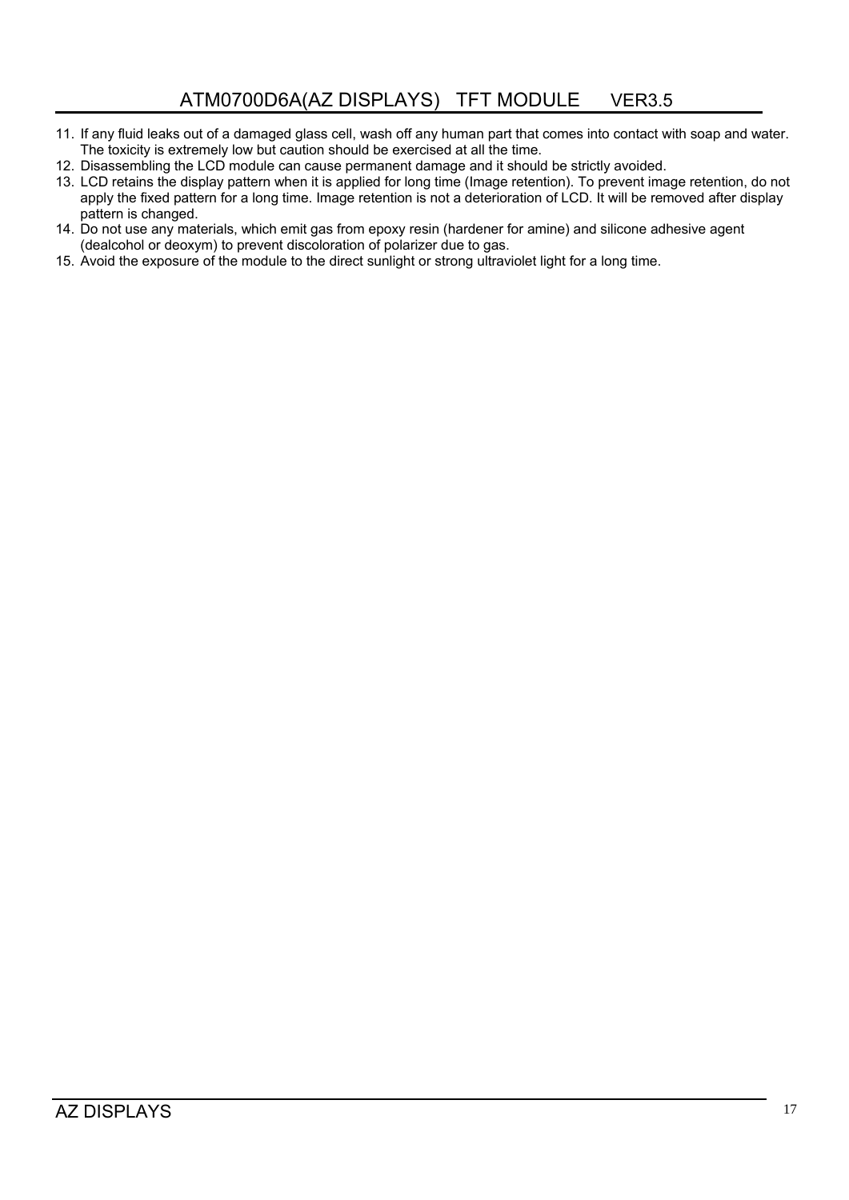11. If any fluid leaks out of a damaged glass cell, wash off any human part that comes into contact with soap and water. The toxicity is extremely low but caution should be exercised at all the time.
12. Disassembling the LCD module can cause permanent damage and it should be strictly avoided.
13. LCD retains the display pattern when it is applied for long time (Image retention). To prevent image retention, do not apply the fixed pattern for a long time. Image retention is not a deterioration of LCD. It will be removed after display pattern is changed.
14. Do not use any materials, which emit gas from epoxy resin (hardener for amine) and silicone adhesive agent (dealcohol or deoxym) to prevent discoloration of polarizer due to gas.
15. Avoid the exposure of the module to the direct sunlight or strong ultraviolet light for a long time.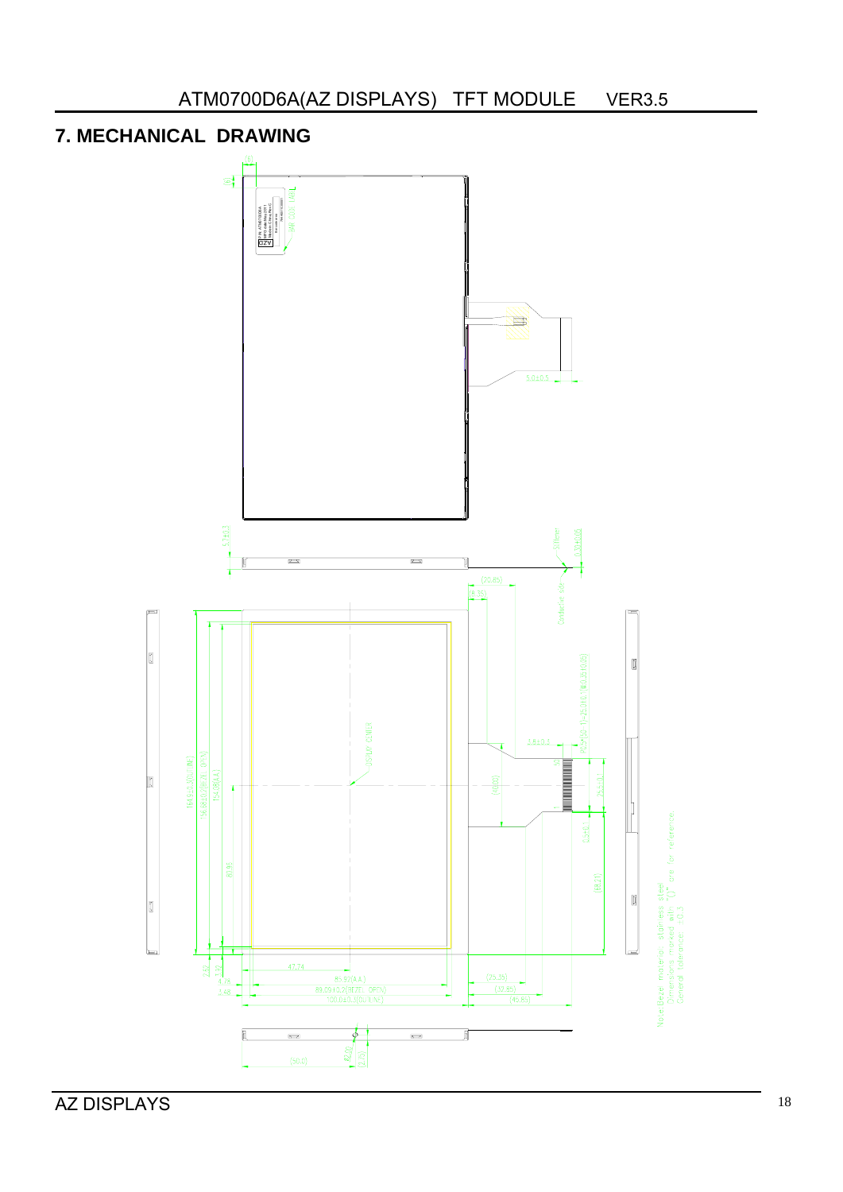## 7. MECHANICAL DRAWING

Note:Bezel material: stainless steel
Dimensions marked with "()" are for reference.
General tolerance: ±0.3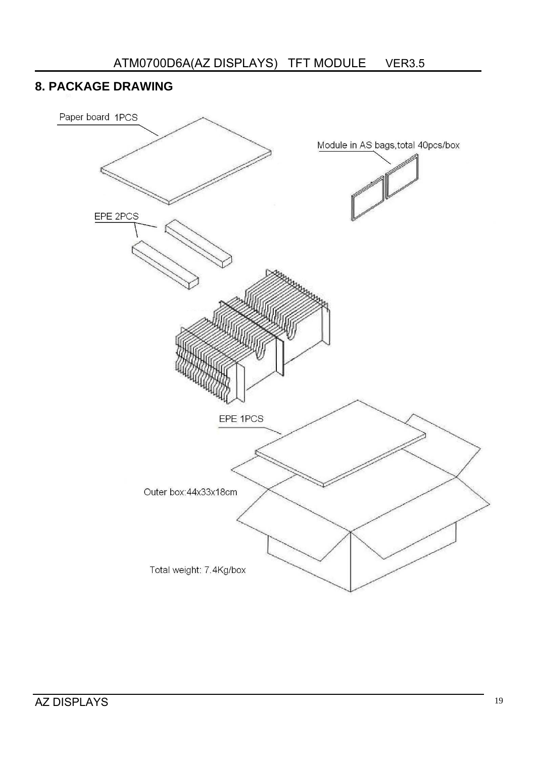## 8. PACKAGE DRAWING

Paper board 1PCS

Module in AS bags,total 40pcs/box

EPE 2PCS

EPE 1PCS

Outer box:44x33x18cm

Total weight: 7.4Kg/box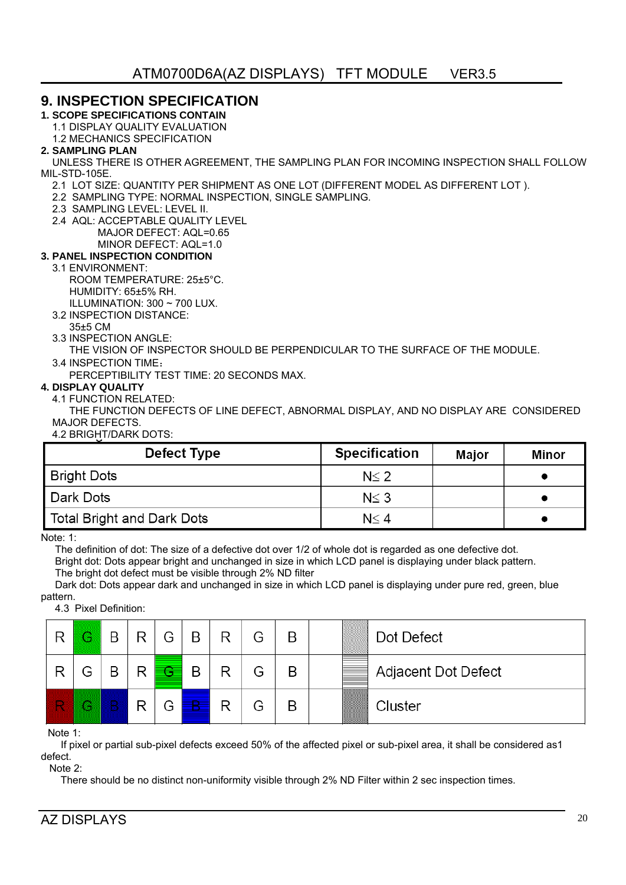# 9. INSPECTION SPECIFICATION

**1. SCOPE SPECIFICATIONS CONTAIN**

1.1 DISPLAY QUALITY EVALUATION

1.2 MECHANICS SPECIFICATION

**2. SAMPLING PLAN**

UNLESS THERE IS OTHER AGREEMENT, THE SAMPLING PLAN FOR INCOMING INSPECTION SHALL FOLLOW MIL-STD-105E.

2.1 LOT SIZE: QUANTITY PER SHIPMENT AS ONE LOT (DIFFERENT MODEL AS DIFFERENT LOT ).

2.2 SAMPLING TYPE: NORMAL INSPECTION, SINGLE SAMPLING.

2.3 SAMPLING LEVEL: LEVEL II.

2.4 AQL: ACCEPTABLE QUALITY LEVEL

MAJOR DEFECT: AQL=0.65

MINOR DEFECT: AQL=1.0

**3. PANEL INSPECTION CONDITION**

3.1 ENVIRONMENT:

ROOM TEMPERATURE: 25±5°C.

HUMIDITY: 65±5% RH.

ILLUMINATION: 300 ~ 700 LUX.

3.2 INSPECTION DISTANCE:

35±5 CM

3.3 INSPECTION ANGLE:

THE VISION OF INSPECTOR SHOULD BE PERPENDICULAR TO THE SURFACE OF THE MODULE.

3.4 INSPECTION TIME：

PERCEPTIBILITY TEST TIME: 20 SECONDS MAX.

**4. DISPLAY QUALITY**

4.1 FUNCTION RELATED:

THE FUNCTION DEFECTS OF LINE DEFECT, ABNORMAL DISPLAY, AND NO DISPLAY ARE CONSIDERED MAJOR DEFECTS.

4.2 BRIGHT/DARK DOTS:

| Defect Type | Specification | Major | Minor |
|---|---|---|---|
| Bright Dots | N≤ 2 | | ● |
| Dark Dots | N≤ 3 | | ● |
| Total Bright and Dark Dots | N≤ 4 | | ● |

Note: 1:

The definition of dot: The size of a defective dot over 1/2 of whole dot is regarded as one defective dot.

Bright dot: Dots appear bright and unchanged in size in which LCD panel is displaying under black pattern.

The bright dot defect must be visible through 2% ND filter

Dark dot: Dots appear dark and unchanged in size in which LCD panel is displaying under pure red, green, blue pattern.

4.3 Pixel Definition:

| R | G | B | R | G | B | R | G | B | | | Dot Defect |
|---|---|---|---|---|---|---|---|---|---|---|---|
| R | G | B | R | G | B | R | G | B | | | Adjacent Dot Defect |
| R | G | B | R | G | B | R | G | B | | | Cluster |

Note 1:

If pixel or partial sub-pixel defects exceed 50% of the affected pixel or sub-pixel area, it shall be considered as1 defect.

Note 2:

There should be no distinct non-uniformity visible through 2% ND Filter within 2 sec inspection times.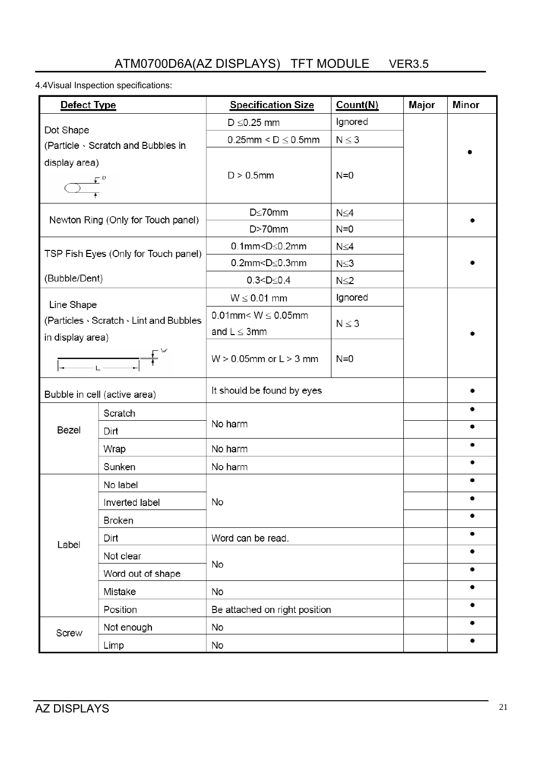4.4Visual Inspection specifications:

| Defect Type | | Specification Size | Count(N) | Major | Minor |
|---|---|---|---|---|---|
| Dot Shape (Particle、Scratch and Bubbles in display area) | | D ≤0.25 mm | Ignored | | ● |
| | | 0.25mm < D ≤ 0.5mm | N ≤ 3 | | |
| | | D > 0.5mm | N=0 | | |
| Newton Ring (Only for Touch panel) | | D≤70mm | N≤4 | | ● |
| | | D>70mm | N=0 | | |
| TSP Fish Eyes (Only for Touch panel) (Bubble/Dent) | | 0.1mm<D≤0.2mm | N≤4 | | ● |
| | | 0.2mm<D≤0.3mm | N≤3 | | |
| | | 0.3<D≤0.4 | N≤2 | | |
| Line Shape (Particles、Scratch、Lint and Bubbles in display area) | | W ≤ 0.01 mm | Ignored | | ● |
| | | 0.01mm< W ≤ 0.05mm and L ≤ 3mm | N ≤ 3 | | |
| | | W > 0.05mm or L > 3 mm | N=0 | | |
| Bubble in cell (active area) | | It should be found by eyes | | | ● |
| Bezel | Scratch | No harm | | | ● |
| | Dirt | | | | ● |
| | Wrap | No harm | | | ● |
| | Sunken | No harm | | | ● |
| Label | No label | No | | | ● |
| | Inverted label | | | | ● |
| | Broken | | | | ● |
| | Dirt | Word can be read. | | | ● |
| | Not clear | No | | | ● |
| | Word out of shape | | | | ● |
| | Mistake | No | | | ● |
| | Position | Be attached on right position | | | ● |
| Screw | Not enough | No | | | ● |
| | Limp | No | | | ● |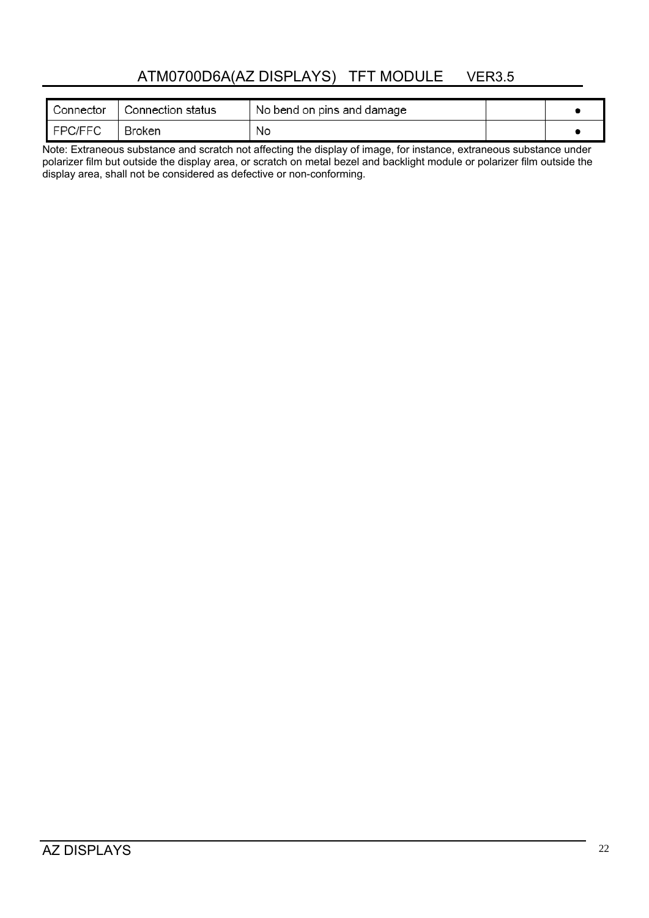| | | | | |
|---|---|---|---|---|
| Connector | Connection status | No bend on pins and damage | | ● |
| FPC/FFC | Broken | No | | ● |

Note: Extraneous substance and scratch not affecting the display of image, for instance, extraneous substance under polarizer film but outside the display area, or scratch on metal bezel and backlight module or polarizer film outside the display area, shall not be considered as defective or non-conforming.